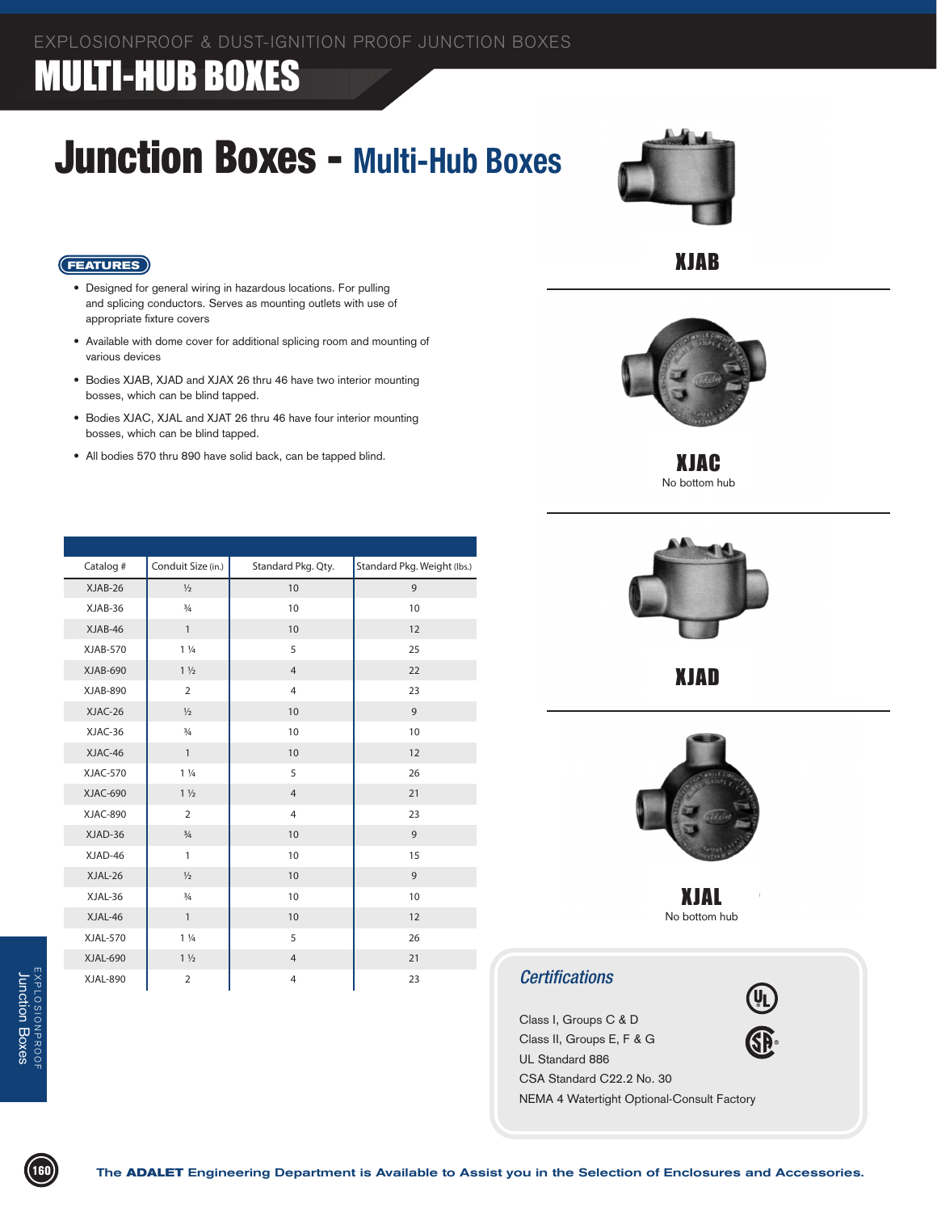EXPLOSIONPROOF & DUST-IGNITION PROOF JUNCTION BOXES

# MULTI-HUB BOXES

# Junction Boxes - Multi-Hub Boxes

## FEATURES

- Designed for general wiring in hazardous locations. For pulling and splicing conductors. Serves as mounting outlets with use of appropriate fixture covers
- Available with dome cover for additional splicing room and mounting of various devices
- Bodies XJAB, XJAD and XJAX 26 thru 46 have two interior mounting bosses, which can be blind tapped.
- Bodies XJAC, XJAL and XJAT 26 thru 46 have four interior mounting bosses, which can be blind tapped.
- All bodies 570 thru 890 have solid back, can be tapped blind.

| Catalog # | Conduit Size (in.) | Standard Pkg. Qty. | Standard Pkg. Weight (lbs.) |
|---|---|---|---|
| XJAB-26 | ½ | 10 | 9 |
| XJAB-36 | ¾ | 10 | 10 |
| XJAB-46 | 1 | 10 | 12 |
| XJAB-570 | 1 ¼ | 5 | 25 |
| XJAB-690 | 1 ½ | 4 | 22 |
| XJAB-890 | 2 | 4 | 23 |
| XJAC-26 | ½ | 10 | 9 |
| XJAC-36 | ¾ | 10 | 10 |
| XJAC-46 | 1 | 10 | 12 |
| XJAC-570 | 1 ¼ | 5 | 26 |
| XJAC-690 | 1 ½ | 4 | 21 |
| XJAC-890 | 2 | 4 | 23 |
| XJAD-36 | ¾ | 10 | 9 |
| XJAD-46 | 1 | 10 | 15 |
| XJAL-26 | ½ | 10 | 9 |
| XJAL-36 | ¾ | 10 | 10 |
| XJAL-46 | 1 | 10 | 12 |
| XJAL-570 | 1 ¼ | 5 | 26 |
| XJAL-690 | 1 ½ | 4 | 21 |
| XJAL-890 | 2 | 4 | 23 |

**XJAB**

**XJAC**
No bottom hub

**XJAD**

**XJAL**
No bottom hub

### *Certifications*

Class I, Groups C & D
Class II, Groups E, F & G
UL Standard 886
CSA Standard C22.2 No. 30
NEMA 4 Watertight Optional-Consult Factory

The **ADALET** Engineering Department is Available to Assist you in the Selection of Enclosures and Accessories.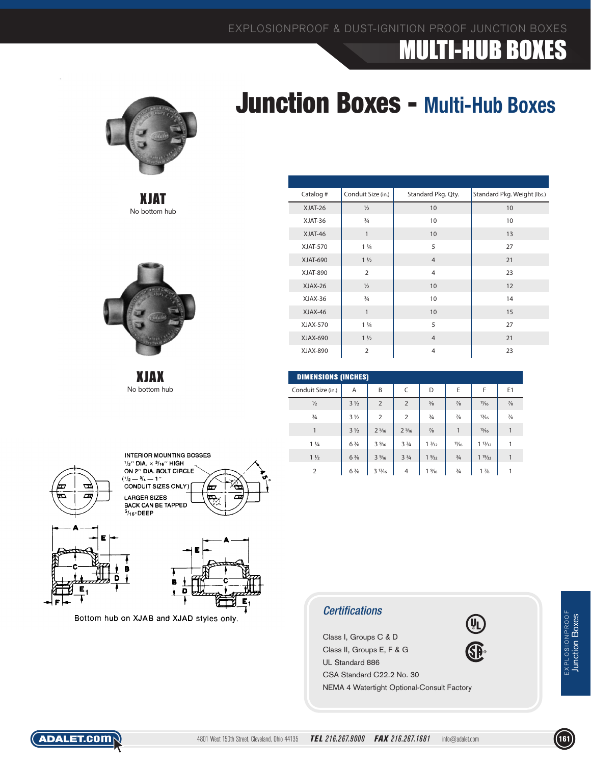EXPLOSIONPROOF & DUST-IGNITION PROOF JUNCTION BOXES

# MULTI-HUB BOXES

# Junction Boxes - Multi-Hub Boxes

**XJAT**
No bottom hub

**XJAX**
No bottom hub

| Catalog # | Conduit Size (in.) | Standard Pkg. Qty. | Standard Pkg. Weight (lbs.) |
|---|---|---|---|
| XJAT-26 | ½ | 10 | 10 |
| XJAT-36 | ¾ | 10 | 10 |
| XJAT-46 | 1 | 10 | 13 |
| XJAT-570 | 1 ¼ | 5 | 27 |
| XJAT-690 | 1 ½ | 4 | 21 |
| XJAT-890 | 2 | 4 | 23 |
| XJAX-26 | ½ | 10 | 12 |
| XJAX-36 | ¾ | 10 | 14 |
| XJAX-46 | 1 | 10 | 15 |
| XJAX-570 | 1 ¼ | 5 | 27 |
| XJAX-690 | 1 ½ | 4 | 21 |
| XJAX-890 | 2 | 4 | 23 |

**DIMENSIONS (INCHES)**

| Conduit Size (in.) | A | B | C | D | E | F | E1 |
|---|---|---|---|---|---|---|---|
| ½ | 3 ½ | 2 | 2 | ⅝ | ⅞ | 11/16 | ⅞ |
| ¾ | 3 ½ | 2 | 2 | ¾ | ⅞ | 13/16 | ⅞ |
| 1 | 3 ½ | 2 5/16 | 2 5/16 | ⅞ | 1 | 15/16 | 1 |
| 1 ¼ | 6 ⅜ | 3 9/16 | 3 ¾ | 1 3/32 | 11/16 | 1 13/32 | 1 |
| 1 ½ | 6 ⅜ | 3 9/16 | 3 ¾ | 1 9/32 | ¾ | 1 19/32 | 1 |
| 2 | 6 ⅜ | 3 13/16 | 4 | 1 9/16 | ¾ | 1 ⅞ | 1 |

INTERIOR MOUNTING BOSSES
1/2" DIA. × 3/16" HIGH
ON 2" DIA. BOLT CIRCLE
(1/2 — 3/4 — 1"
CONDUIT SIZES ONLY)

LARGER SIZES
BACK CAN BE TAPPED
5/16" DEEP

45°

A E B C D E1 F

Bottom hub on XJAB and XJAD styles only.

### Certifications

Class I, Groups C & D
Class II, Groups E, F & G
UL Standard 886
CSA Standard C22.2 No. 30
NEMA 4 Watertight Optional-Consult Factory

EXPLOSIONPROOF Junction Boxes